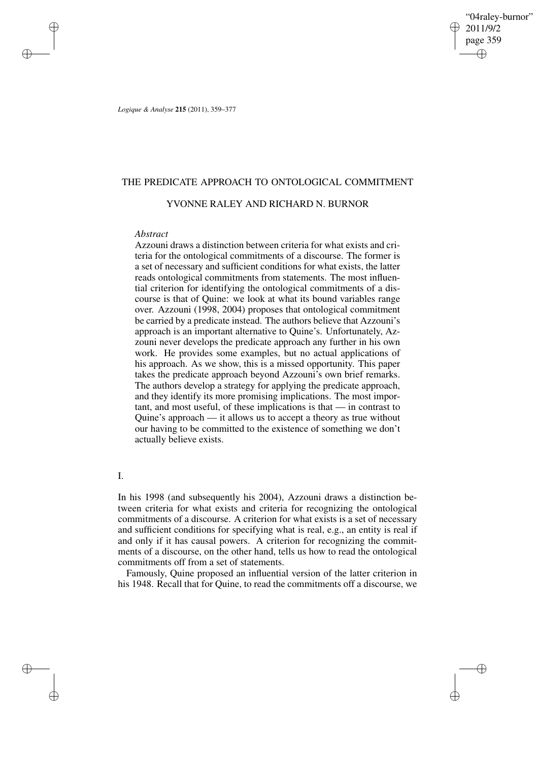# THE PREDICATE APPROACH TO ONTOLOGICAL COMMITMENT

## YVONNE RALEY AND RICHARD N. BURNOR

*Abstract*

Azzouni draws a distinction between criteria for what exists and criteria for the ontological commitments of a discourse. The former is a set of necessary and sufficient conditions for what exists, the latter reads ontological commitments from statements. The most influential criterion for identifying the ontological commitments of a discourse is that of Quine: we look at what its bound variables range over. Azzouni (1998, 2004) proposes that ontological commitment be carried by a predicate instead. The authors believe that Azzouni's approach is an important alternative to Quine's. Unfortunately, Azzouni never develops the predicate approach any further in his own work. He provides some examples, but no actual applications of his approach. As we show, this is a missed opportunity. This paper takes the predicate approach beyond Azzouni's own brief remarks. The authors develop a strategy for applying the predicate approach, and they identify its more promising implications. The most important, and most useful, of these implications is that — in contrast to Quine's approach — it allows us to accept a theory as true without our having to be committed to the existence of something we don't actually believe exists.

## I.

In his 1998 (and subsequently his 2004), Azzouni draws a distinction between criteria for what exists and criteria for recognizing the ontological commitments of a discourse. A criterion for what exists is a set of necessary and sufficient conditions for specifying what is real, e.g., an entity is real if and only if it has causal powers. A criterion for recognizing the commitments of a discourse, on the other hand, tells us how to read the ontological commitments off from a set of statements.

Famously, Quine proposed an influential version of the latter criterion in his 1948. Recall that for Quine, to read the commitments off a discourse, we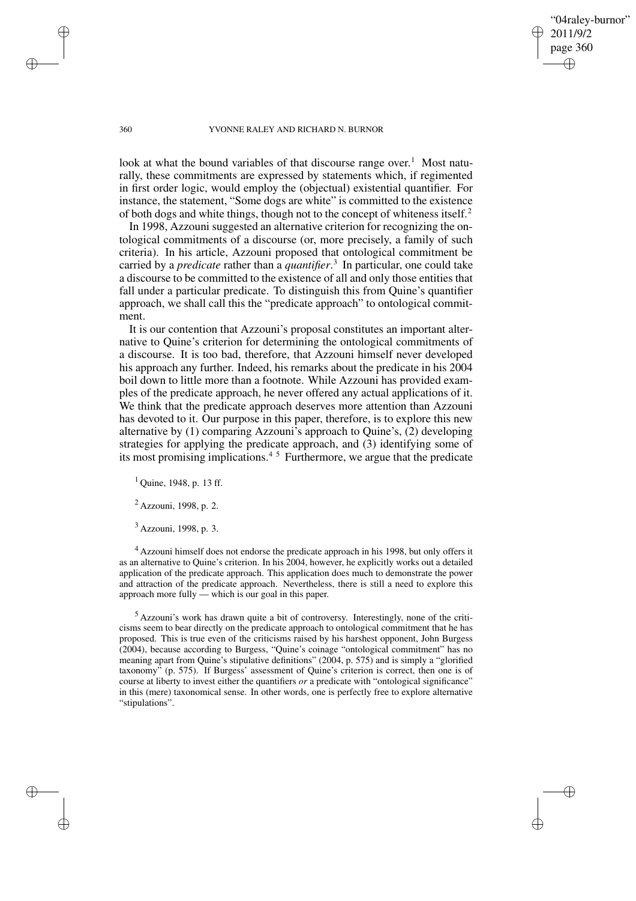look at what the bound variables of that discourse range over.[1] Most naturally, these commitments are expressed by statements which, if regimented in first order logic, would employ the (objectual) existential quantifier. For instance, the statement, "Some dogs are white" is committed to the existence of both dogs and white things, though not to the concept of whiteness itself.[2]

In 1998, Azzouni suggested an alternative criterion for recognizing the ontological commitments of a discourse (or, more precisely, a family of such criteria). In his article, Azzouni proposed that ontological commitment be carried by a *predicate* rather than a *quantifier*.[3] In particular, one could take a discourse to be committed to the existence of all and only those entities that fall under a particular predicate. To distinguish this from Quine's quantifier approach, we shall call this the "predicate approach" to ontological commitment.

It is our contention that Azzouni's proposal constitutes an important alternative to Quine's criterion for determining the ontological commitments of a discourse. It is too bad, therefore, that Azzouni himself never developed his approach any further. Indeed, his remarks about the predicate in his 2004 boil down to little more than a footnote. While Azzouni has provided examples of the predicate approach, he never offered any actual applications of it. We think that the predicate approach deserves more attention than Azzouni has devoted to it. Our purpose in this paper, therefore, is to explore this new alternative by (1) comparing Azzouni's approach to Quine's, (2) developing strategies for applying the predicate approach, and (3) identifying some of its most promising implications.[4] [5] Furthermore, we argue that the predicate

[1] Quine, 1948, p. 13 ff.

[2] Azzouni, 1998, p. 2.

[3] Azzouni, 1998, p. 3.

[4] Azzouni himself does not endorse the predicate approach in his 1998, but only offers it as an alternative to Quine's criterion. In his 2004, however, he explicitly works out a detailed application of the predicate approach. This application does much to demonstrate the power and attraction of the predicate approach. Nevertheless, there is still a need to explore this approach more fully — which is our goal in this paper.

[5] Azzouni's work has drawn quite a bit of controversy. Interestingly, none of the criticisms seem to bear directly on the predicate approach to ontological commitment that he has proposed. This is true even of the criticisms raised by his harshest opponent, John Burgess (2004), because according to Burgess, "Quine's coinage "ontological commitment" has no meaning apart from Quine's stipulative definitions" (2004, p. 575) and is simply a "glorified taxonomy" (p. 575). If Burgess' assessment of Quine's criterion is correct, then one is of course at liberty to invest either the quantifiers *or* a predicate with "ontological significance" in this (mere) taxonomical sense. In other words, one is perfectly free to explore alternative "stipulations".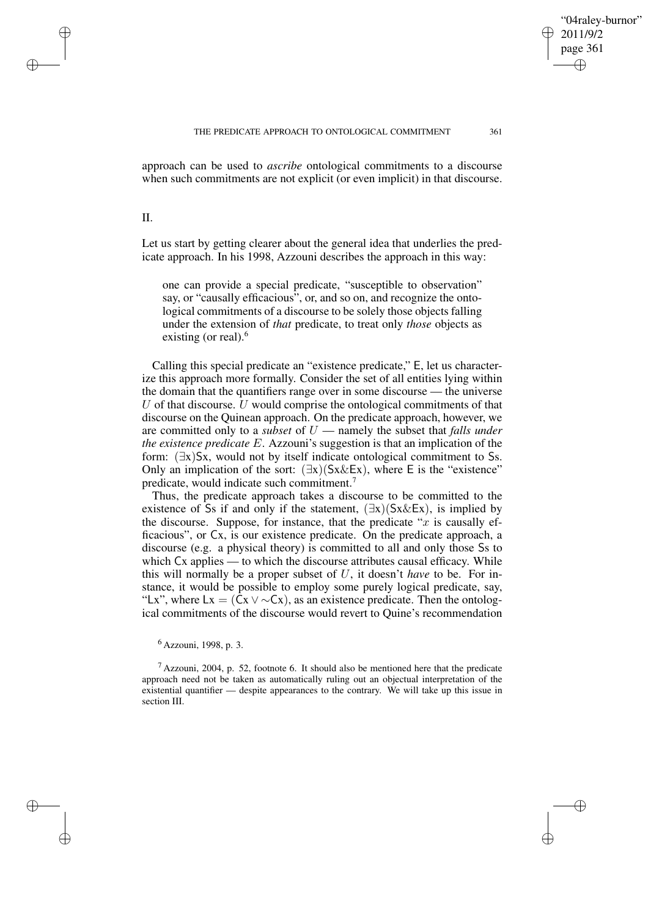approach can be used to *ascribe* ontological commitments to a discourse when such commitments are not explicit (or even implicit) in that discourse.

## II.

Let us start by getting clearer about the general idea that underlies the predicate approach. In his 1998, Azzouni describes the approach in this way:

> one can provide a special predicate, "susceptible to observation" say, or "causally efficacious", or, and so on, and recognize the ontological commitments of a discourse to be solely those objects falling under the extension of *that* predicate, to treat only *those* objects as existing (or real).[6]

Calling this special predicate an "existence predicate," E, let us characterize this approach more formally. Consider the set of all entities lying within the domain that the quantifiers range over in some discourse — the universe $U$ of that discourse. $U$ would comprise the ontological commitments of that discourse on the Quinean approach. On the predicate approach, however, we are committed only to a *subset* of $U$ — namely the subset that *falls under the existence predicate* $E$. Azzouni's suggestion is that an implication of the form: $(\exists x)Sx$, would not by itself indicate ontological commitment to Ss. Only an implication of the sort: $(\exists x)(Sx \& Ex)$, where E is the "existence" predicate, would indicate such commitment.[7]

Thus, the predicate approach takes a discourse to be committed to the existence of Ss if and only if the statement, $(\exists x)(Sx \& Ex)$, is implied by the discourse. Suppose, for instance, that the predicate "$x$ is causally efficacious", or Cx, is our existence predicate. On the predicate approach, a discourse (e.g. a physical theory) is committed to all and only those Ss to which Cx applies — to which the discourse attributes causal efficacy. While this will normally be a proper subset of $U$, it doesn't *have* to be. For instance, it would be possible to employ some purely logical predicate, say, "Lx", where $Lx = (Cx \vee \sim Cx)$, as an existence predicate. Then the ontological commitments of the discourse would revert to Quine's recommendation

[6] Azzouni, 1998, p. 3.

[7] Azzouni, 2004, p. 52, footnote 6. It should also be mentioned here that the predicate approach need not be taken as automatically ruling out an objectual interpretation of the existential quantifier — despite appearances to the contrary. We will take up this issue in section III.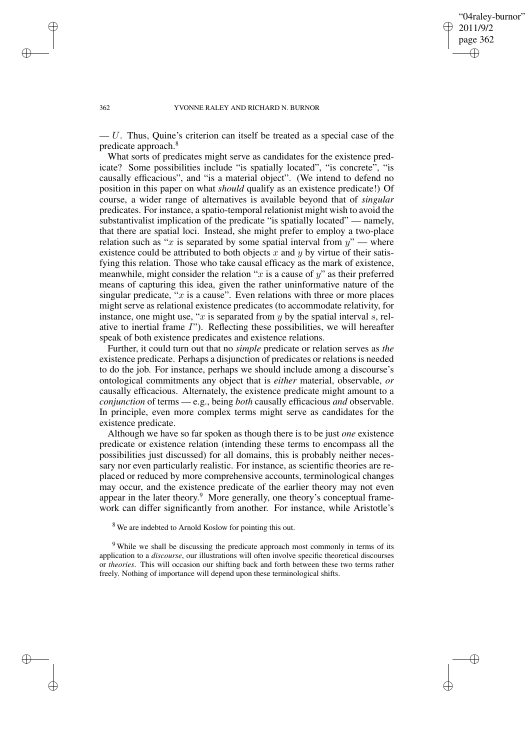— $U$. Thus, Quine's criterion can itself be treated as a special case of the predicate approach.[8]

What sorts of predicates might serve as candidates for the existence predicate? Some possibilities include "is spatially located", "is concrete", "is causally efficacious", and "is a material object". (We intend to defend no position in this paper on what *should* qualify as an existence predicate!) Of course, a wider range of alternatives is available beyond that of *singular* predicates. For instance, a spatio-temporal relationist might wish to avoid the substantivalist implication of the predicate "is spatially located" — namely, that there are spatial loci. Instead, she might prefer to employ a two-place relation such as "$x$ is separated by some spatial interval from $y$" — where existence could be attributed to both objects $x$ and $y$ by virtue of their satisfying this relation. Those who take causal efficacy as the mark of existence, meanwhile, might consider the relation "$x$ is a cause of $y$" as their preferred means of capturing this idea, given the rather uninformative nature of the singular predicate, "$x$ is a cause". Even relations with three or more places might serve as relational existence predicates (to accommodate relativity, for instance, one might use, "$x$ is separated from $y$ by the spatial interval $s$, relative to inertial frame $I$"). Reflecting these possibilities, we will hereafter speak of both existence predicates and existence relations.

Further, it could turn out that no *simple* predicate or relation serves as *the* existence predicate. Perhaps a disjunction of predicates or relations is needed to do the job. For instance, perhaps we should include among a discourse's ontological commitments any object that is *either* material, observable, *or* causally efficacious. Alternately, the existence predicate might amount to a *conjunction* of terms — e.g., being *both* causally efficacious *and* observable. In principle, even more complex terms might serve as candidates for the existence predicate.

Although we have so far spoken as though there is to be just *one* existence predicate or existence relation (intending these terms to encompass all the possibilities just discussed) for all domains, this is probably neither necessary nor even particularly realistic. For instance, as scientific theories are replaced or reduced by more comprehensive accounts, terminological changes may occur, and the existence predicate of the earlier theory may not even appear in the later theory.[9] More generally, one theory's conceptual framework can differ significantly from another. For instance, while Aristotle's

[8] We are indebted to Arnold Koslow for pointing this out.

[9] While we shall be discussing the predicate approach most commonly in terms of its application to a *discourse*, our illustrations will often involve specific theoretical discourses or *theories*. This will occasion our shifting back and forth between these two terms rather freely. Nothing of importance will depend upon these terminological shifts.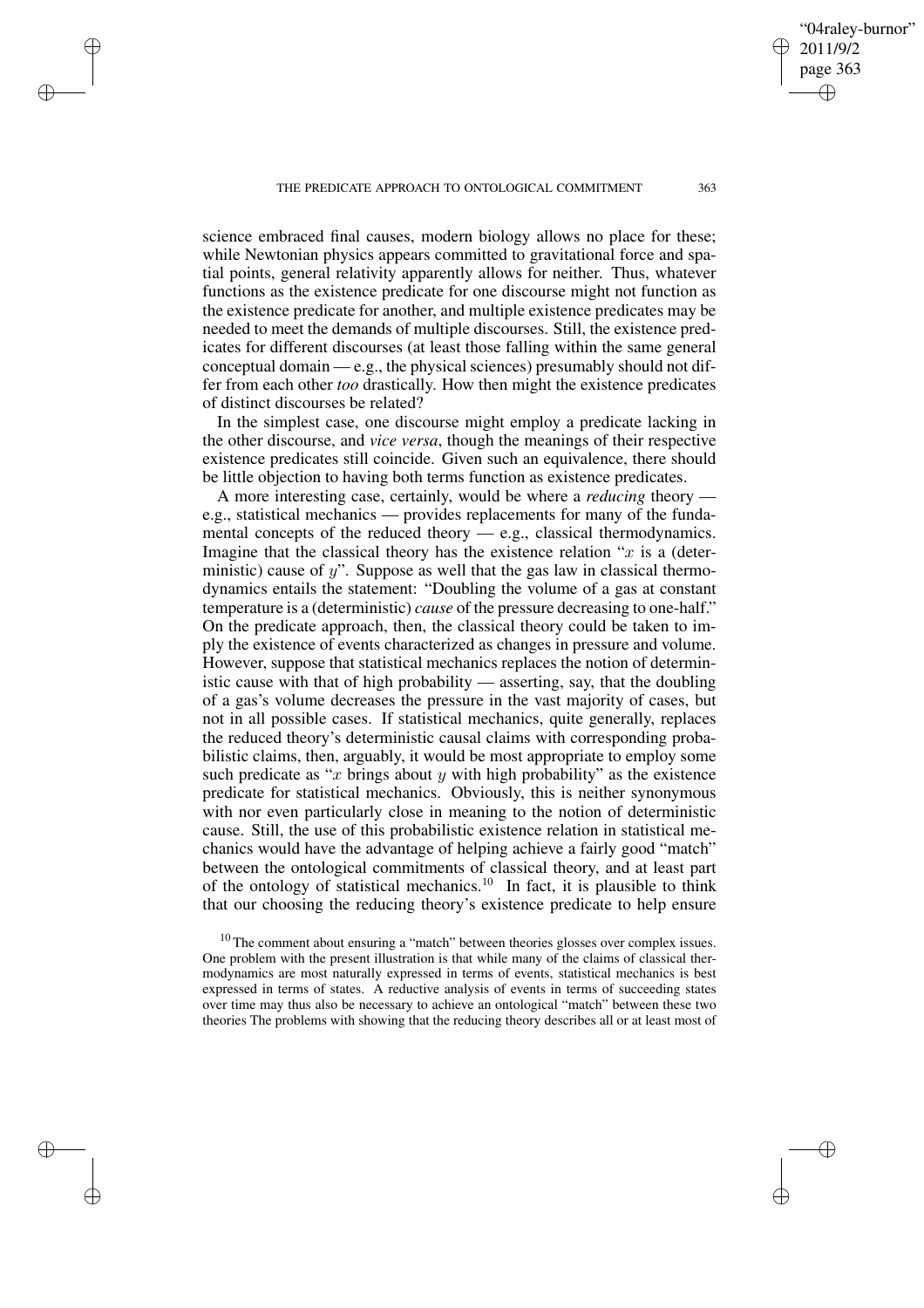science embraced final causes, modern biology allows no place for these; while Newtonian physics appears committed to gravitational force and spatial points, general relativity apparently allows for neither. Thus, whatever functions as the existence predicate for one discourse might not function as the existence predicate for another, and multiple existence predicates may be needed to meet the demands of multiple discourses. Still, the existence predicates for different discourses (at least those falling within the same general conceptual domain — e.g., the physical sciences) presumably should not differ from each other *too* drastically. How then might the existence predicates of distinct discourses be related?

In the simplest case, one discourse might employ a predicate lacking in the other discourse, and *vice versa*, though the meanings of their respective existence predicates still coincide. Given such an equivalence, there should be little objection to having both terms function as existence predicates.

A more interesting case, certainly, would be where a *reducing* theory — e.g., statistical mechanics — provides replacements for many of the fundamental concepts of the reduced theory — e.g., classical thermodynamics. Imagine that the classical theory has the existence relation "$x$ is a (deterministic) cause of $y$". Suppose as well that the gas law in classical thermodynamics entails the statement: "Doubling the volume of a gas at constant temperature is a (deterministic) *cause* of the pressure decreasing to one-half." On the predicate approach, then, the classical theory could be taken to imply the existence of events characterized as changes in pressure and volume. However, suppose that statistical mechanics replaces the notion of deterministic cause with that of high probability — asserting, say, that the doubling of a gas's volume decreases the pressure in the vast majority of cases, but not in all possible cases. If statistical mechanics, quite generally, replaces the reduced theory's deterministic causal claims with corresponding probabilistic claims, then, arguably, it would be most appropriate to employ some such predicate as "$x$ brings about $y$ with high probability" as the existence predicate for statistical mechanics. Obviously, this is neither synonymous with nor even particularly close in meaning to the notion of deterministic cause. Still, the use of this probabilistic existence relation in statistical mechanics would have the advantage of helping achieve a fairly good "match" between the ontological commitments of classical theory, and at least part of the ontology of statistical mechanics.[10] In fact, it is plausible to think that our choosing the reducing theory's existence predicate to help ensure

[10] The comment about ensuring a "match" between theories glosses over complex issues. One problem with the present illustration is that while many of the claims of classical thermodynamics are most naturally expressed in terms of events, statistical mechanics is best expressed in terms of states. A reductive analysis of events in terms of succeeding states over time may thus also be necessary to achieve an ontological "match" between these two theories The problems with showing that the reducing theory describes all or at least most of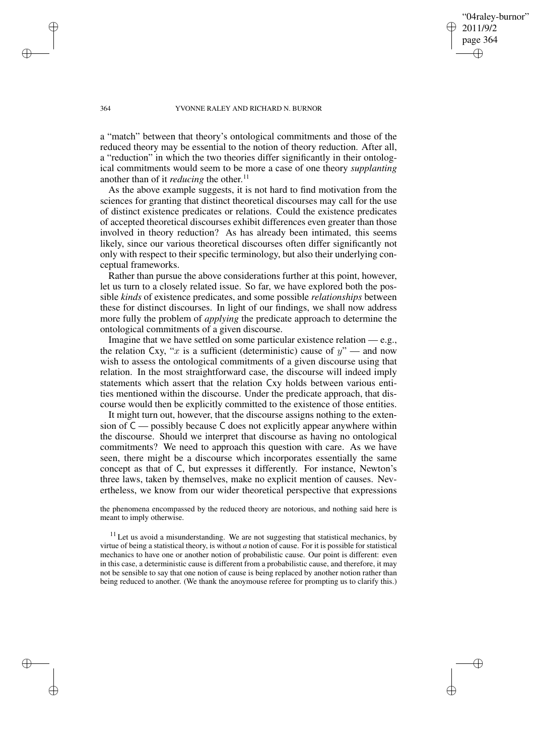a "match" between that theory's ontological commitments and those of the reduced theory may be essential to the notion of theory reduction. After all, a "reduction" in which the two theories differ significantly in their ontological commitments would seem to be more a case of one theory *supplanting* another than of it *reducing* the other.[11]

As the above example suggests, it is not hard to find motivation from the sciences for granting that distinct theoretical discourses may call for the use of distinct existence predicates or relations. Could the existence predicates of accepted theoretical discourses exhibit differences even greater than those involved in theory reduction? As has already been intimated, this seems likely, since our various theoretical discourses often differ significantly not only with respect to their specific terminology, but also their underlying conceptual frameworks.

Rather than pursue the above considerations further at this point, however, let us turn to a closely related issue. So far, we have explored both the possible *kinds* of existence predicates, and some possible *relationships* between these for distinct discourses. In light of our findings, we shall now address more fully the problem of *applying* the predicate approach to determine the ontological commitments of a given discourse.

Imagine that we have settled on some particular existence relation — e.g., the relation $\mathsf{C}xy$, "$x$ is a sufficient (deterministic) cause of $y$" — and now wish to assess the ontological commitments of a given discourse using that relation. In the most straightforward case, the discourse will indeed imply statements which assert that the relation $\mathsf{C}xy$ holds between various entities mentioned within the discourse. Under the predicate approach, that discourse would then be explicitly committed to the existence of those entities.

It might turn out, however, that the discourse assigns nothing to the extension of $\mathsf{C}$ — possibly because $\mathsf{C}$ does not explicitly appear anywhere within the discourse. Should we interpret that discourse as having no ontological commitments? We need to approach this question with care. As we have seen, there might be a discourse which incorporates essentially the same concept as that of $\mathsf{C}$, but expresses it differently. For instance, Newton's three laws, taken by themselves, make no explicit mention of causes. Nevertheless, we know from our wider theoretical perspective that expressions

the phenomena encompassed by the reduced theory are notorious, and nothing said here is meant to imply otherwise.

[11] Let us avoid a misunderstanding. We are not suggesting that statistical mechanics, by virtue of being a statistical theory, is without *a* notion of cause. For it is possible for statistical mechanics to have one or another notion of probabilistic cause. Our point is different: even in this case, a deterministic cause is different from a probabilistic cause, and therefore, it may not be sensible to say that one notion of cause is being replaced by another notion rather than being reduced to another. (We thank the anoymouse referee for prompting us to clarify this.)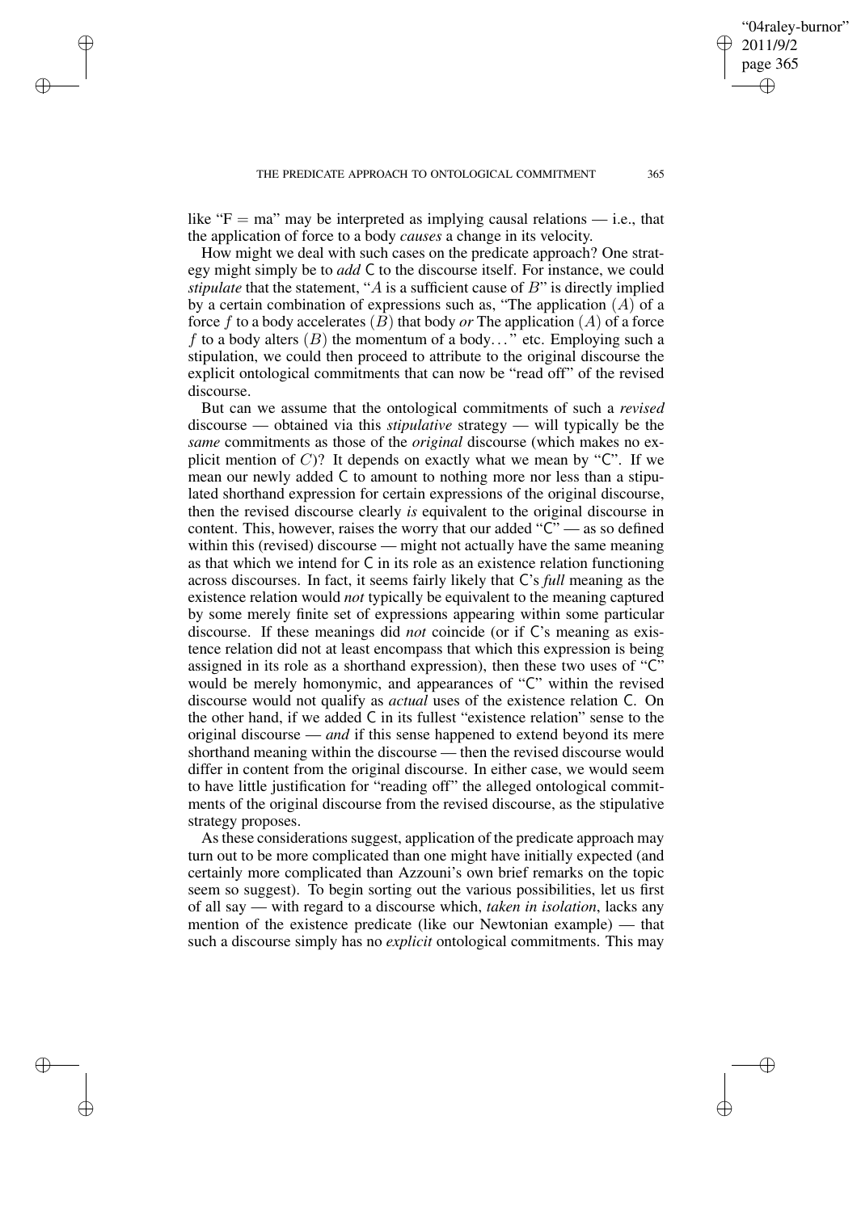like "F = ma" may be interpreted as implying causal relations — i.e., that the application of force to a body *causes* a change in its velocity.

How might we deal with such cases on the predicate approach? One strategy might simply be to *add* C to the discourse itself. For instance, we could *stipulate* that the statement, "$A$ is a sufficient cause of $B$" is directly implied by a certain combination of expressions such as, "The application $(A)$ of a force $f$ to a body accelerates $(B)$ that body *or* The application $(A)$ of a force $f$ to a body alters $(B)$ the momentum of a body..." etc. Employing such a stipulation, we could then proceed to attribute to the original discourse the explicit ontological commitments that can now be "read off" of the revised discourse.

But can we assume that the ontological commitments of such a *revised* discourse — obtained via this *stipulative* strategy — will typically be the *same* commitments as those of the *original* discourse (which makes no explicit mention of $C$)? It depends on exactly what we mean by "C". If we mean our newly added C to amount to nothing more nor less than a stipulated shorthand expression for certain expressions of the original discourse, then the revised discourse clearly *is* equivalent to the original discourse in content. This, however, raises the worry that our added "C" — as so defined within this (revised) discourse — might not actually have the same meaning as that which we intend for C in its role as an existence relation functioning across discourses. In fact, it seems fairly likely that C's *full* meaning as the existence relation would *not* typically be equivalent to the meaning captured by some merely finite set of expressions appearing within some particular discourse. If these meanings did *not* coincide (or if C's meaning as existence relation did not at least encompass that which this expression is being assigned in its role as a shorthand expression), then these two uses of "C" would be merely homonymic, and appearances of "C" within the revised discourse would not qualify as *actual* uses of the existence relation C. On the other hand, if we added C in its fullest "existence relation" sense to the original discourse — *and* if this sense happened to extend beyond its mere shorthand meaning within the discourse — then the revised discourse would differ in content from the original discourse. In either case, we would seem to have little justification for "reading off" the alleged ontological commitments of the original discourse from the revised discourse, as the stipulative strategy proposes.

As these considerations suggest, application of the predicate approach may turn out to be more complicated than one might have initially expected (and certainly more complicated than Azzouni's own brief remarks on the topic seem so suggest). To begin sorting out the various possibilities, let us first of all say — with regard to a discourse which, *taken in isolation*, lacks any mention of the existence predicate (like our Newtonian example) — that such a discourse simply has no *explicit* ontological commitments. This may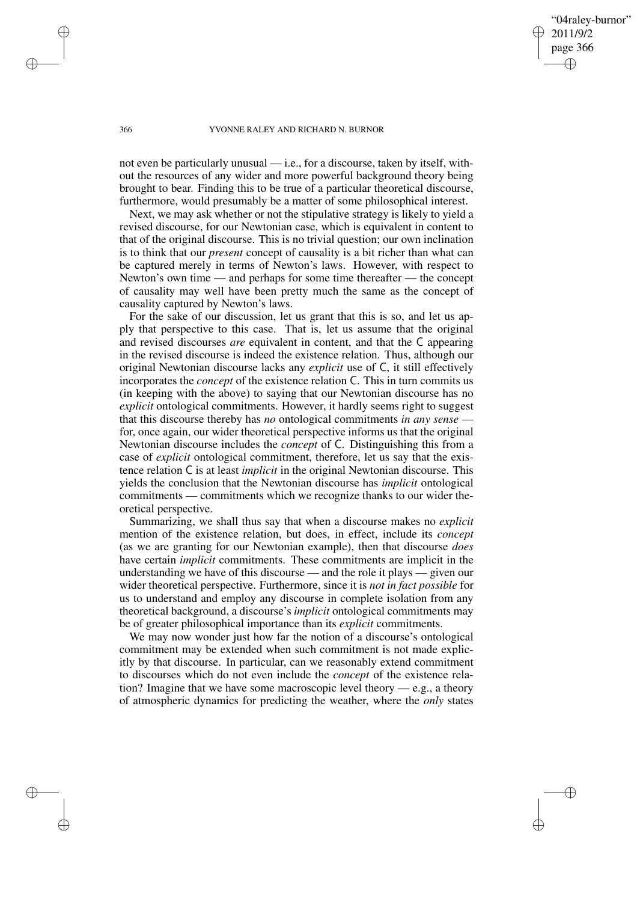not even be particularly unusual — i.e., for a discourse, taken by itself, without the resources of any wider and more powerful background theory being brought to bear. Finding this to be true of a particular theoretical discourse, furthermore, would presumably be a matter of some philosophical interest.

Next, we may ask whether or not the stipulative strategy is likely to yield a revised discourse, for our Newtonian case, which is equivalent in content to that of the original discourse. This is no trivial question; our own inclination is to think that our *present* concept of causality is a bit richer than what can be captured merely in terms of Newton's laws. However, with respect to Newton's own time — and perhaps for some time thereafter — the concept of causality may well have been pretty much the same as the concept of causality captured by Newton's laws.

For the sake of our discussion, let us grant that this is so, and let us apply that perspective to this case. That is, let us assume that the original and revised discourses *are* equivalent in content, and that the C appearing in the revised discourse is indeed the existence relation. Thus, although our original Newtonian discourse lacks any *explicit* use of C, it still effectively incorporates the *concept* of the existence relation C. This in turn commits us (in keeping with the above) to saying that our Newtonian discourse has no *explicit* ontological commitments. However, it hardly seems right to suggest that this discourse thereby has *no* ontological commitments *in any sense* — for, once again, our wider theoretical perspective informs us that the original Newtonian discourse includes the *concept* of C. Distinguishing this from a case of *explicit* ontological commitment, therefore, let us say that the existence relation C is at least *implicit* in the original Newtonian discourse. This yields the conclusion that the Newtonian discourse has *implicit* ontological commitments — commitments which we recognize thanks to our wider theoretical perspective.

Summarizing, we shall thus say that when a discourse makes no *explicit* mention of the existence relation, but does, in effect, include its *concept* (as we are granting for our Newtonian example), then that discourse *does* have certain *implicit* commitments. These commitments are implicit in the understanding we have of this discourse — and the role it plays — given our wider theoretical perspective. Furthermore, since it is *not in fact possible* for us to understand and employ any discourse in complete isolation from any theoretical background, a discourse's *implicit* ontological commitments may be of greater philosophical importance than its *explicit* commitments.

We may now wonder just how far the notion of a discourse's ontological commitment may be extended when such commitment is not made explicitly by that discourse. In particular, can we reasonably extend commitment to discourses which do not even include the *concept* of the existence relation? Imagine that we have some macroscopic level theory — e.g., a theory of atmospheric dynamics for predicting the weather, where the *only* states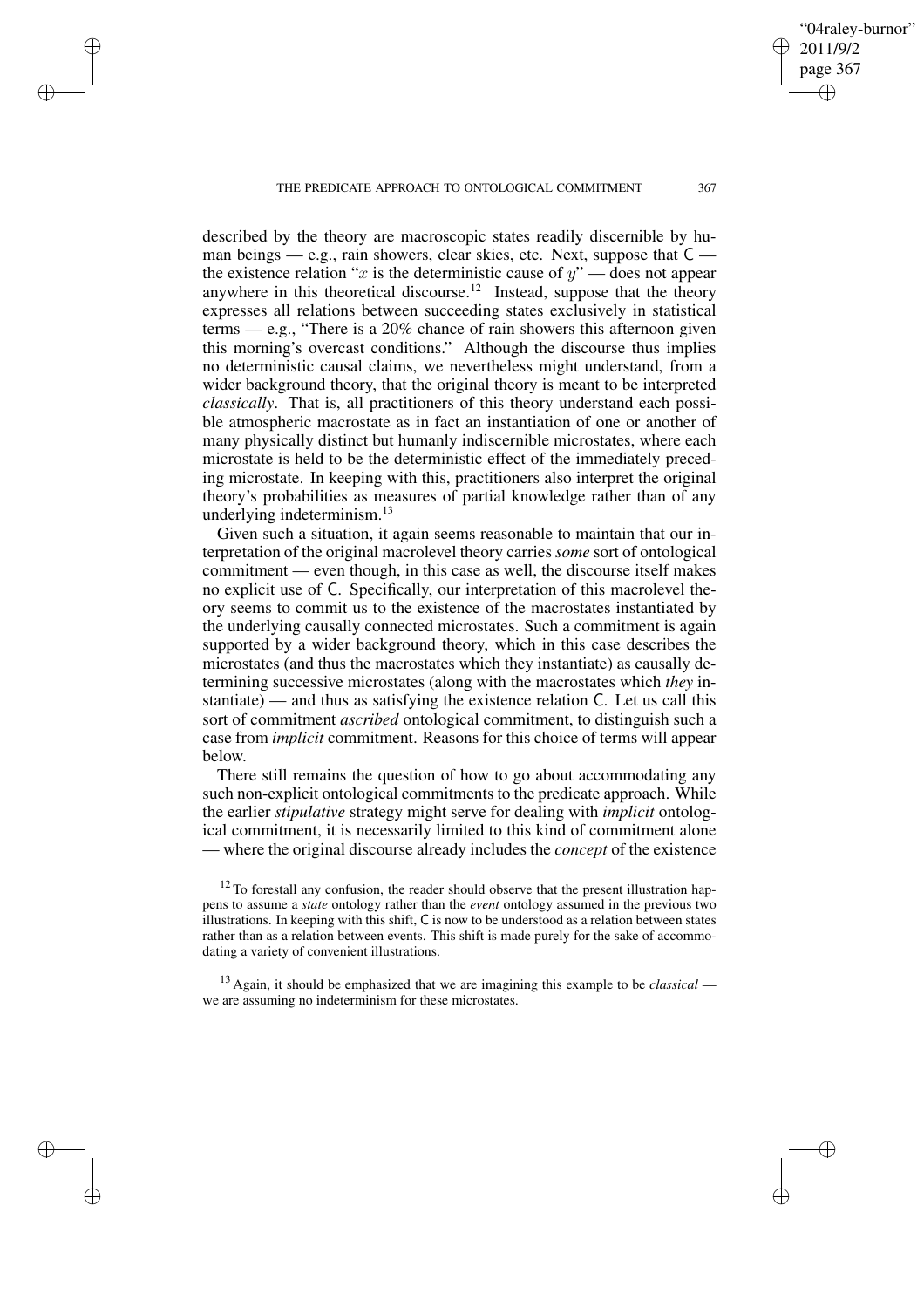described by the theory are macroscopic states readily discernible by human beings — e.g., rain showers, clear skies, etc. Next, suppose that C — the existence relation "$x$ is the deterministic cause of $y$" — does not appear anywhere in this theoretical discourse.[12] Instead, suppose that the theory expresses all relations between succeeding states exclusively in statistical terms — e.g., "There is a 20% chance of rain showers this afternoon given this morning's overcast conditions." Although the discourse thus implies no deterministic causal claims, we nevertheless might understand, from a wider background theory, that the original theory is meant to be interpreted *classically*. That is, all practitioners of this theory understand each possible atmospheric macrostate as in fact an instantiation of one or another of many physically distinct but humanly indiscernible microstates, where each microstate is held to be the deterministic effect of the immediately preceding microstate. In keeping with this, practitioners also interpret the original theory's probabilities as measures of partial knowledge rather than of any underlying indeterminism.[13]

Given such a situation, it again seems reasonable to maintain that our interpretation of the original macrolevel theory carries *some* sort of ontological commitment — even though, in this case as well, the discourse itself makes no explicit use of C. Specifically, our interpretation of this macrolevel theory seems to commit us to the existence of the macrostates instantiated by the underlying causally connected microstates. Such a commitment is again supported by a wider background theory, which in this case describes the microstates (and thus the macrostates which they instantiate) as causally determining successive microstates (along with the macrostates which *they* instantiate) — and thus as satisfying the existence relation C. Let us call this sort of commitment *ascribed* ontological commitment, to distinguish such a case from *implicit* commitment. Reasons for this choice of terms will appear below.

There still remains the question of how to go about accommodating any such non-explicit ontological commitments to the predicate approach. While the earlier *stipulative* strategy might serve for dealing with *implicit* ontological commitment, it is necessarily limited to this kind of commitment alone — where the original discourse already includes the *concept* of the existence

[12] To forestall any confusion, the reader should observe that the present illustration happens to assume a *state* ontology rather than the *event* ontology assumed in the previous two illustrations. In keeping with this shift, C is now to be understood as a relation between states rather than as a relation between events. This shift is made purely for the sake of accommodating a variety of convenient illustrations.

[13] Again, it should be emphasized that we are imagining this example to be *classical* — we are assuming no indeterminism for these microstates.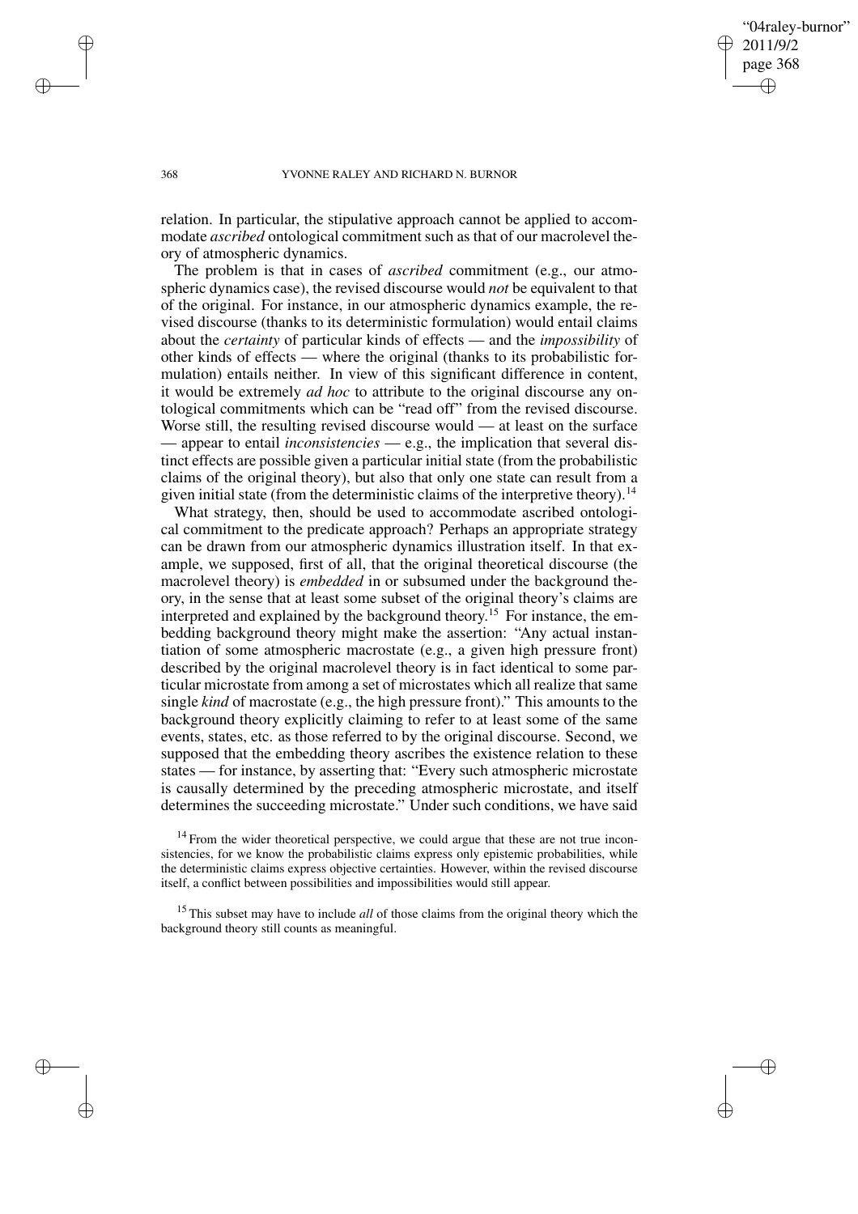relation. In particular, the stipulative approach cannot be applied to accommodate *ascribed* ontological commitment such as that of our macrolevel theory of atmospheric dynamics.

The problem is that in cases of *ascribed* commitment (e.g., our atmospheric dynamics case), the revised discourse would *not* be equivalent to that of the original. For instance, in our atmospheric dynamics example, the revised discourse (thanks to its deterministic formulation) would entail claims about the *certainty* of particular kinds of effects — and the *impossibility* of other kinds of effects — where the original (thanks to its probabilistic formulation) entails neither. In view of this significant difference in content, it would be extremely *ad hoc* to attribute to the original discourse any ontological commitments which can be "read off" from the revised discourse. Worse still, the resulting revised discourse would — at least on the surface — appear to entail *inconsistencies* — e.g., the implication that several distinct effects are possible given a particular initial state (from the probabilistic claims of the original theory), but also that only one state can result from a given initial state (from the deterministic claims of the interpretive theory).[14]

What strategy, then, should be used to accommodate ascribed ontological commitment to the predicate approach? Perhaps an appropriate strategy can be drawn from our atmospheric dynamics illustration itself. In that example, we supposed, first of all, that the original theoretical discourse (the macrolevel theory) is *embedded* in or subsumed under the background theory, in the sense that at least some subset of the original theory's claims are interpreted and explained by the background theory.[15] For instance, the embedding background theory might make the assertion: "Any actual instantiation of some atmospheric macrostate (e.g., a given high pressure front) described by the original macrolevel theory is in fact identical to some particular microstate from among a set of microstates which all realize that same single *kind* of macrostate (e.g., the high pressure front)." This amounts to the background theory explicitly claiming to refer to at least some of the same events, states, etc. as those referred to by the original discourse. Second, we supposed that the embedding theory ascribes the existence relation to these states — for instance, by asserting that: "Every such atmospheric microstate is causally determined by the preceding atmospheric microstate, and itself determines the succeeding microstate." Under such conditions, we have said

[14] From the wider theoretical perspective, we could argue that these are not true inconsistencies, for we know the probabilistic claims express only epistemic probabilities, while the deterministic claims express objective certainties. However, within the revised discourse itself, a conflict between possibilities and impossibilities would still appear.

[15] This subset may have to include *all* of those claims from the original theory which the background theory still counts as meaningful.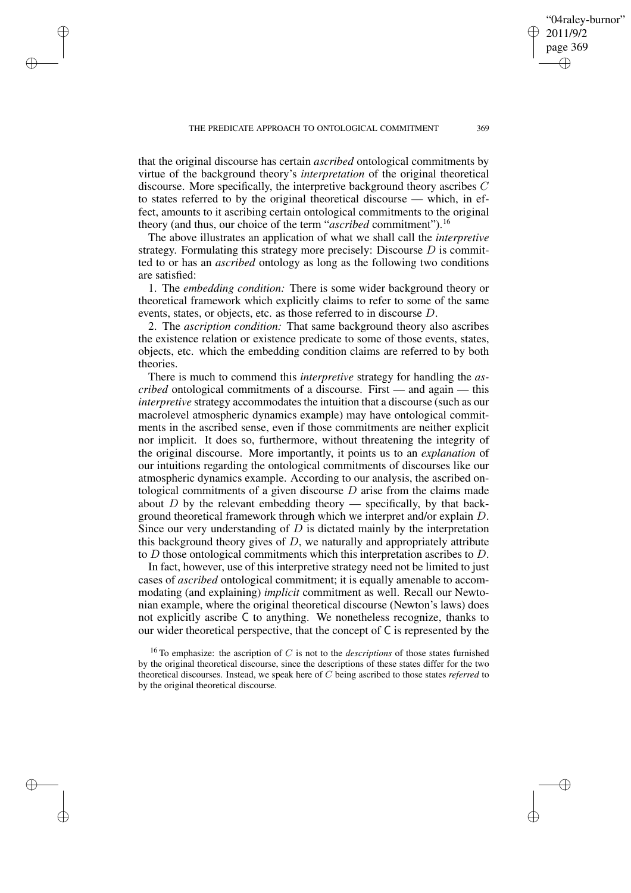that the original discourse has certain *ascribed* ontological commitments by virtue of the background theory's *interpretation* of the original theoretical discourse. More specifically, the interpretive background theory ascribes $C$ to states referred to by the original theoretical discourse — which, in effect, amounts to it ascribing certain ontological commitments to the original theory (and thus, our choice of the term "*ascribed* commitment").[16]

The above illustrates an application of what we shall call the *interpretive* strategy. Formulating this strategy more precisely: Discourse $D$ is committed to or has an *ascribed* ontology as long as the following two conditions are satisfied:

1. The *embedding condition:* There is some wider background theory or theoretical framework which explicitly claims to refer to some of the same events, states, or objects, etc. as those referred to in discourse $D$.

2. The *ascription condition:* That same background theory also ascribes the existence relation or existence predicate to some of those events, states, objects, etc. which the embedding condition claims are referred to by both theories.

There is much to commend this *interpretive* strategy for handling the *ascribed* ontological commitments of a discourse. First — and again — this *interpretive* strategy accommodates the intuition that a discourse (such as our macrolevel atmospheric dynamics example) may have ontological commitments in the ascribed sense, even if those commitments are neither explicit nor implicit. It does so, furthermore, without threatening the integrity of the original discourse. More importantly, it points us to an *explanation* of our intuitions regarding the ontological commitments of discourses like our atmospheric dynamics example. According to our analysis, the ascribed ontological commitments of a given discourse $D$ arise from the claims made about $D$ by the relevant embedding theory — specifically, by that background theoretical framework through which we interpret and/or explain $D$. Since our very understanding of $D$ is dictated mainly by the interpretation this background theory gives of $D$, we naturally and appropriately attribute to $D$ those ontological commitments which this interpretation ascribes to $D$.

In fact, however, use of this interpretive strategy need not be limited to just cases of *ascribed* ontological commitment; it is equally amenable to accommodating (and explaining) *implicit* commitment as well. Recall our Newtonian example, where the original theoretical discourse (Newton's laws) does not explicitly ascribe $\mathsf{C}$ to anything. We nonetheless recognize, thanks to our wider theoretical perspective, that the concept of $\mathsf{C}$ is represented by the

[16] To emphasize: the ascription of $C$ is not to the *descriptions* of those states furnished by the original theoretical discourse, since the descriptions of these states differ for the two theoretical discourses. Instead, we speak here of $C$ being ascribed to those states *referred* to by the original theoretical discourse.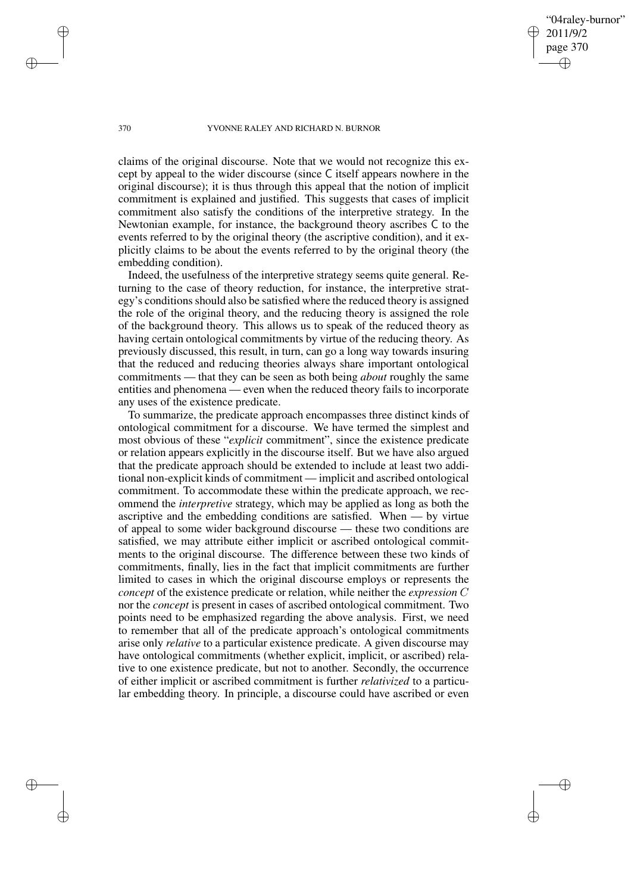claims of the original discourse. Note that we would not recognize this except by appeal to the wider discourse (since C itself appears nowhere in the original discourse); it is thus through this appeal that the notion of implicit commitment is explained and justified. This suggests that cases of implicit commitment also satisfy the conditions of the interpretive strategy. In the Newtonian example, for instance, the background theory ascribes C to the events referred to by the original theory (the ascriptive condition), and it explicitly claims to be about the events referred to by the original theory (the embedding condition).

Indeed, the usefulness of the interpretive strategy seems quite general. Returning to the case of theory reduction, for instance, the interpretive strategy's conditions should also be satisfied where the reduced theory is assigned the role of the original theory, and the reducing theory is assigned the role of the background theory. This allows us to speak of the reduced theory as having certain ontological commitments by virtue of the reducing theory. As previously discussed, this result, in turn, can go a long way towards insuring that the reduced and reducing theories always share important ontological commitments — that they can be seen as both being *about* roughly the same entities and phenomena — even when the reduced theory fails to incorporate any uses of the existence predicate.

To summarize, the predicate approach encompasses three distinct kinds of ontological commitment for a discourse. We have termed the simplest and most obvious of these "*explicit* commitment", since the existence predicate or relation appears explicitly in the discourse itself. But we have also argued that the predicate approach should be extended to include at least two additional non-explicit kinds of commitment — implicit and ascribed ontological commitment. To accommodate these within the predicate approach, we recommend the *interpretive* strategy, which may be applied as long as both the ascriptive and the embedding conditions are satisfied. When — by virtue of appeal to some wider background discourse — these two conditions are satisfied, we may attribute either implicit or ascribed ontological commitments to the original discourse. The difference between these two kinds of commitments, finally, lies in the fact that implicit commitments are further limited to cases in which the original discourse employs or represents the *concept* of the existence predicate or relation, while neither the *expression* $C$ nor the *concept* is present in cases of ascribed ontological commitment. Two points need to be emphasized regarding the above analysis. First, we need to remember that all of the predicate approach's ontological commitments arise only *relative* to a particular existence predicate. A given discourse may have ontological commitments (whether explicit, implicit, or ascribed) relative to one existence predicate, but not to another. Secondly, the occurrence of either implicit or ascribed commitment is further *relativized* to a particular embedding theory. In principle, a discourse could have ascribed or even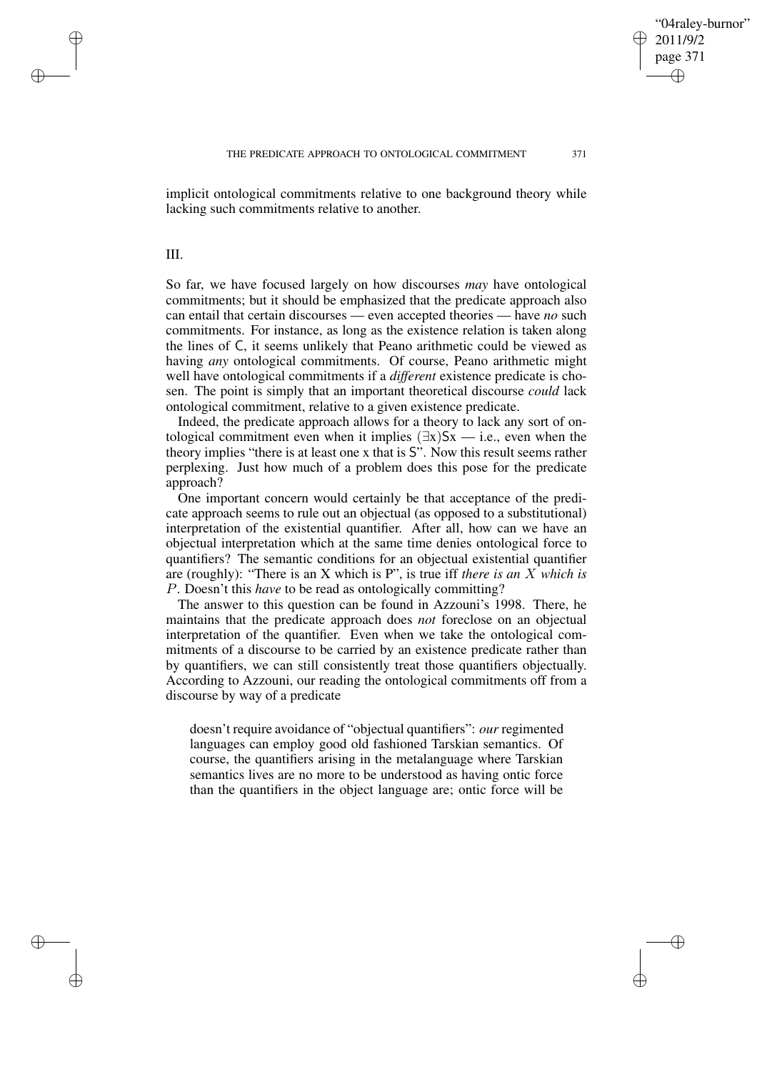implicit ontological commitments relative to one background theory while lacking such commitments relative to another.

## III.

So far, we have focused largely on how discourses *may* have ontological commitments; but it should be emphasized that the predicate approach also can entail that certain discourses — even accepted theories — have *no* such commitments. For instance, as long as the existence relation is taken along the lines of C, it seems unlikely that Peano arithmetic could be viewed as having *any* ontological commitments. Of course, Peano arithmetic might well have ontological commitments if a *different* existence predicate is chosen. The point is simply that an important theoretical discourse *could* lack ontological commitment, relative to a given existence predicate.

Indeed, the predicate approach allows for a theory to lack any sort of ontological commitment even when it implies $(\exists x)Sx$ — i.e., even when the theory implies "there is at least one x that is S". Now this result seems rather perplexing. Just how much of a problem does this pose for the predicate approach?

One important concern would certainly be that acceptance of the predicate approach seems to rule out an objectual (as opposed to a substitutional) interpretation of the existential quantifier. After all, how can we have an objectual interpretation which at the same time denies ontological force to quantifiers? The semantic conditions for an objectual existential quantifier are (roughly): "There is an X which is P", is true iff *there is an $X$ which is $P$*. Doesn't this *have* to be read as ontologically committing?

The answer to this question can be found in Azzouni's 1998. There, he maintains that the predicate approach does *not* foreclose on an objectual interpretation of the quantifier. Even when we take the ontological commitments of a discourse to be carried by an existence predicate rather than by quantifiers, we can still consistently treat those quantifiers objectually. According to Azzouni, our reading the ontological commitments off from a discourse by way of a predicate

> doesn't require avoidance of "objectual quantifiers": *our* regimented languages can employ good old fashioned Tarskian semantics. Of course, the quantifiers arising in the metalanguage where Tarskian semantics lives are no more to be understood as having ontic force than the quantifiers in the object language are; ontic force will be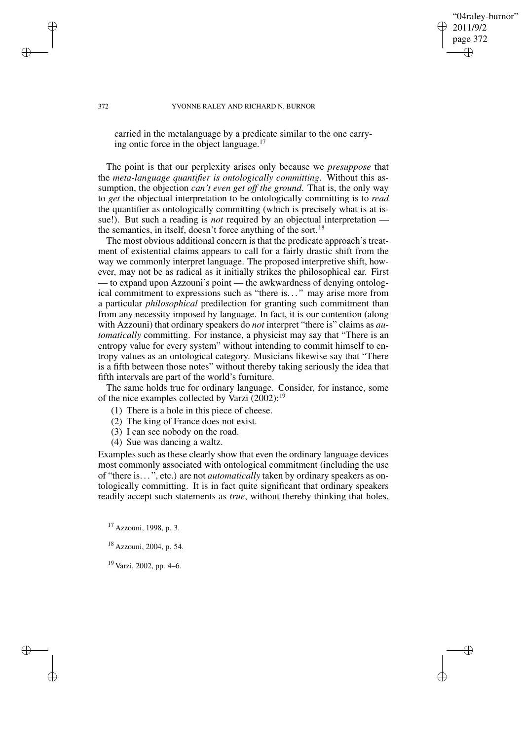carried in the metalanguage by a predicate similar to the one carrying ontic force in the object language.[17]

The point is that our perplexity arises only because we *presuppose* that the *meta-language quantifier is ontologically committing*. Without this assumption, the objection *can't even get off the ground*. That is, the only way to *get* the objectual interpretation to be ontologically committing is to *read* the quantifier as ontologically committing (which is precisely what is at issue!). But such a reading is *not* required by an objectual interpretation — the semantics, in itself, doesn't force anything of the sort.[18]

The most obvious additional concern is that the predicate approach's treatment of existential claims appears to call for a fairly drastic shift from the way we commonly interpret language. The proposed interpretive shift, however, may not be as radical as it initially strikes the philosophical ear. First — to expand upon Azzouni's point — the awkwardness of denying ontological commitment to expressions such as "there is..." may arise more from a particular *philosophical* predilection for granting such commitment than from any necessity imposed by language. In fact, it is our contention (along with Azzouni) that ordinary speakers do *not* interpret "there is" claims as *automatically* committing. For instance, a physicist may say that "There is an entropy value for every system" without intending to commit himself to entropy values as an ontological category. Musicians likewise say that "There is a fifth between those notes" without thereby taking seriously the idea that fifth intervals are part of the world's furniture.

The same holds true for ordinary language. Consider, for instance, some of the nice examples collected by Varzi (2002):[19]

(1) There is a hole in this piece of cheese.
(2) The king of France does not exist.
(3) I can see nobody on the road.
(4) Sue was dancing a waltz.

Examples such as these clearly show that even the ordinary language devices most commonly associated with ontological commitment (including the use of "there is...", etc.) are not *automatically* taken by ordinary speakers as ontologically committing. It is in fact quite significant that ordinary speakers readily accept such statements as *true*, without thereby thinking that holes,

[17] Azzouni, 1998, p. 3.

[18] Azzouni, 2004, p. 54.

[19] Varzi, 2002, pp. 4–6.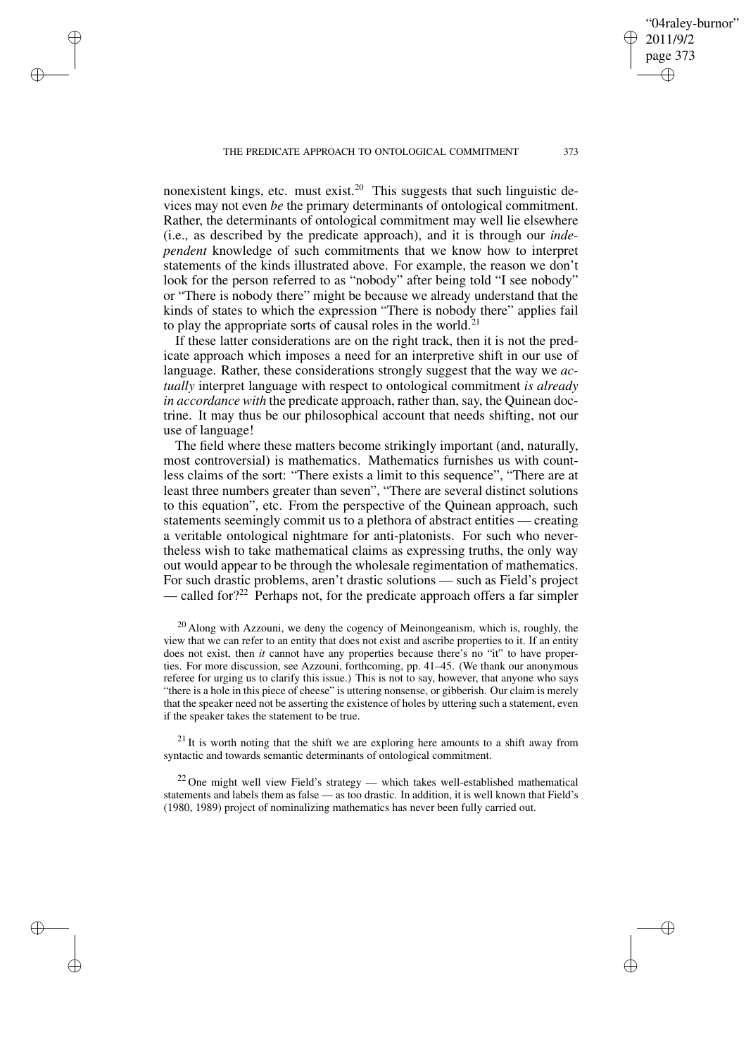nonexistent kings, etc. must exist.[20] This suggests that such linguistic devices may not even *be* the primary determinants of ontological commitment. Rather, the determinants of ontological commitment may well lie elsewhere (i.e., as described by the predicate approach), and it is through our *independent* knowledge of such commitments that we know how to interpret statements of the kinds illustrated above. For example, the reason we don't look for the person referred to as "nobody" after being told "I see nobody" or "There is nobody there" might be because we already understand that the kinds of states to which the expression "There is nobody there" applies fail to play the appropriate sorts of causal roles in the world.[21]

If these latter considerations are on the right track, then it is not the predicate approach which imposes a need for an interpretive shift in our use of language. Rather, these considerations strongly suggest that the way we *actually* interpret language with respect to ontological commitment *is already in accordance with* the predicate approach, rather than, say, the Quinean doctrine. It may thus be our philosophical account that needs shifting, not our use of language!

The field where these matters become strikingly important (and, naturally, most controversial) is mathematics. Mathematics furnishes us with countless claims of the sort: "There exists a limit to this sequence", "There are at least three numbers greater than seven", "There are several distinct solutions to this equation", etc. From the perspective of the Quinean approach, such statements seemingly commit us to a plethora of abstract entities — creating a veritable ontological nightmare for anti-platonists. For such who nevertheless wish to take mathematical claims as expressing truths, the only way out would appear to be through the wholesale regimentation of mathematics. For such drastic problems, aren't drastic solutions — such as Field's project — called for?[22] Perhaps not, for the predicate approach offers a far simpler

[20] Along with Azzouni, we deny the cogency of Meinongeanism, which is, roughly, the view that we can refer to an entity that does not exist and ascribe properties to it. If an entity does not exist, then *it* cannot have any properties because there's no "it" to have properties. For more discussion, see Azzouni, forthcoming, pp. 41–45. (We thank our anonymous referee for urging us to clarify this issue.) This is not to say, however, that anyone who says "there is a hole in this piece of cheese" is uttering nonsense, or gibberish. Our claim is merely that the speaker need not be asserting the existence of holes by uttering such a statement, even if the speaker takes the statement to be true.

[21] It is worth noting that the shift we are exploring here amounts to a shift away from syntactic and towards semantic determinants of ontological commitment.

[22] One might well view Field's strategy — which takes well-established mathematical statements and labels them as false — as too drastic. In addition, it is well known that Field's (1980, 1989) project of nominalizing mathematics has never been fully carried out.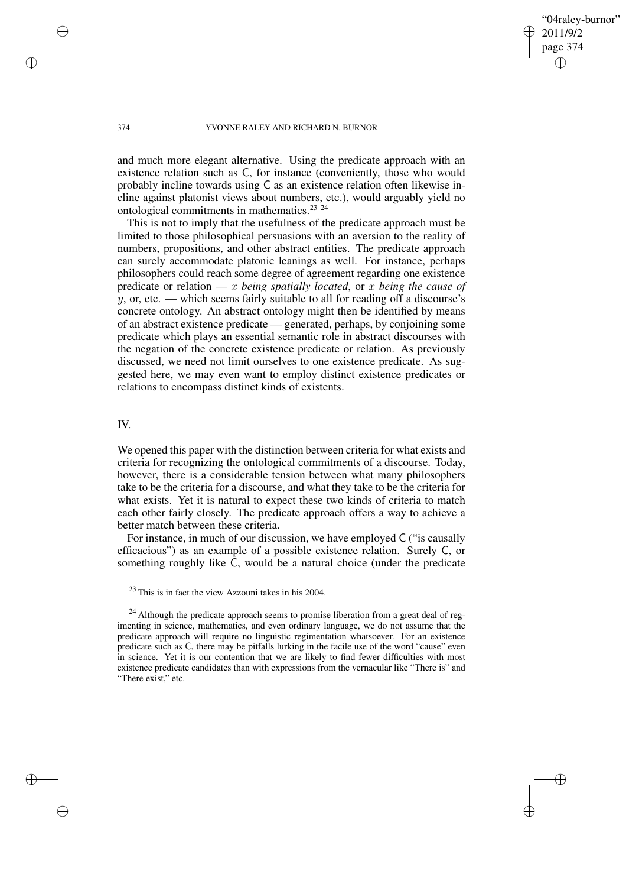and much more elegant alternative. Using the predicate approach with an existence relation such as C, for instance (conveniently, those who would probably incline towards using C as an existence relation often likewise incline against platonist views about numbers, etc.), would arguably yield no ontological commitments in mathematics.[23] [24]

This is not to imply that the usefulness of the predicate approach must be limited to those philosophical persuasions with an aversion to the reality of numbers, propositions, and other abstract entities. The predicate approach can surely accommodate platonic leanings as well. For instance, perhaps philosophers could reach some degree of agreement regarding one existence predicate or relation — *x being spatially located*, or *x being the cause of y*, or, etc. — which seems fairly suitable to all for reading off a discourse's concrete ontology. An abstract ontology might then be identified by means of an abstract existence predicate — generated, perhaps, by conjoining some predicate which plays an essential semantic role in abstract discourses with the negation of the concrete existence predicate or relation. As previously discussed, we need not limit ourselves to one existence predicate. As suggested here, we may even want to employ distinct existence predicates or relations to encompass distinct kinds of existents.

## IV.

We opened this paper with the distinction between criteria for what exists and criteria for recognizing the ontological commitments of a discourse. Today, however, there is a considerable tension between what many philosophers take to be the criteria for a discourse, and what they take to be the criteria for what exists. Yet it is natural to expect these two kinds of criteria to match each other fairly closely. The predicate approach offers a way to achieve a better match between these criteria.

For instance, in much of our discussion, we have employed C ("is causally efficacious") as an example of a possible existence relation. Surely C, or something roughly like C, would be a natural choice (under the predicate

[23] This is in fact the view Azzouni takes in his 2004.

[24] Although the predicate approach seems to promise liberation from a great deal of regimenting in science, mathematics, and even ordinary language, we do not assume that the predicate approach will require no linguistic regimentation whatsoever. For an existence predicate such as C, there may be pitfalls lurking in the facile use of the word "cause" even in science. Yet it is our contention that we are likely to find fewer difficulties with most existence predicate candidates than with expressions from the vernacular like "There is" and "There exist," etc.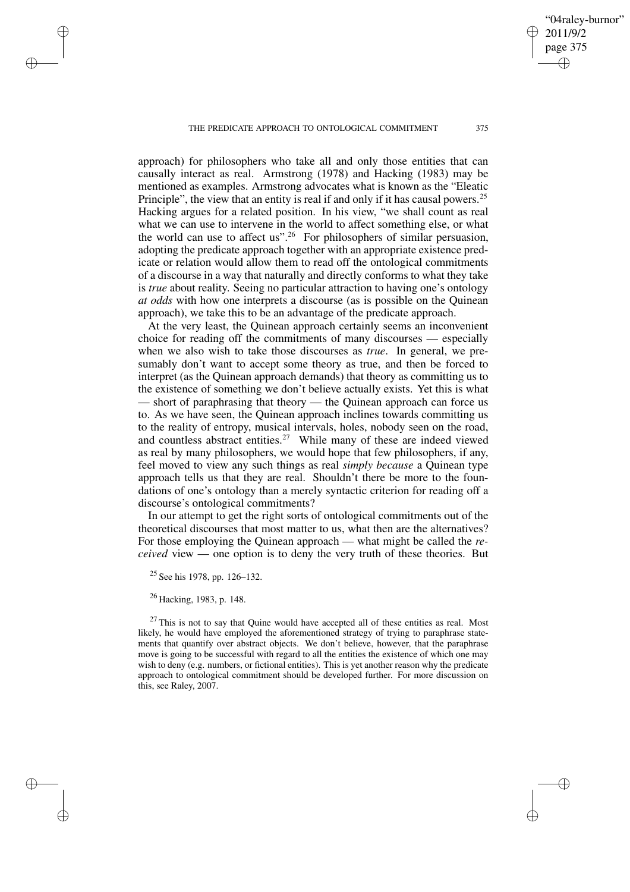approach) for philosophers who take all and only those entities that can causally interact as real. Armstrong (1978) and Hacking (1983) may be mentioned as examples. Armstrong advocates what is known as the "Eleatic Principle", the view that an entity is real if and only if it has causal powers.[25] Hacking argues for a related position. In his view, "we shall count as real what we can use to intervene in the world to affect something else, or what the world can use to affect us".[26] For philosophers of similar persuasion, adopting the predicate approach together with an appropriate existence predicate or relation would allow them to read off the ontological commitments of a discourse in a way that naturally and directly conforms to what they take is *true* about reality. Seeing no particular attraction to having one's ontology *at odds* with how one interprets a discourse (as is possible on the Quinean approach), we take this to be an advantage of the predicate approach.

At the very least, the Quinean approach certainly seems an inconvenient choice for reading off the commitments of many discourses — especially when we also wish to take those discourses as *true*. In general, we presumably don't want to accept some theory as true, and then be forced to interpret (as the Quinean approach demands) that theory as committing us to the existence of something we don't believe actually exists. Yet this is what — short of paraphrasing that theory — the Quinean approach can force us to. As we have seen, the Quinean approach inclines towards committing us to the reality of entropy, musical intervals, holes, nobody seen on the road, and countless abstract entities.[27] While many of these are indeed viewed as real by many philosophers, we would hope that few philosophers, if any, feel moved to view any such things as real *simply because* a Quinean type approach tells us that they are real. Shouldn't there be more to the foundations of one's ontology than a merely syntactic criterion for reading off a discourse's ontological commitments?

In our attempt to get the right sorts of ontological commitments out of the theoretical discourses that most matter to us, what then are the alternatives? For those employing the Quinean approach — what might be called the *received* view — one option is to deny the very truth of these theories. But

[25] See his 1978, pp. 126–132.

[26] Hacking, 1983, p. 148.

[27] This is not to say that Quine would have accepted all of these entities as real. Most likely, he would have employed the aforementioned strategy of trying to paraphrase statements that quantify over abstract objects. We don't believe, however, that the paraphrase move is going to be successful with regard to all the entities the existence of which one may wish to deny (e.g. numbers, or fictional entities). This is yet another reason why the predicate approach to ontological commitment should be developed further. For more discussion on this, see Raley, 2007.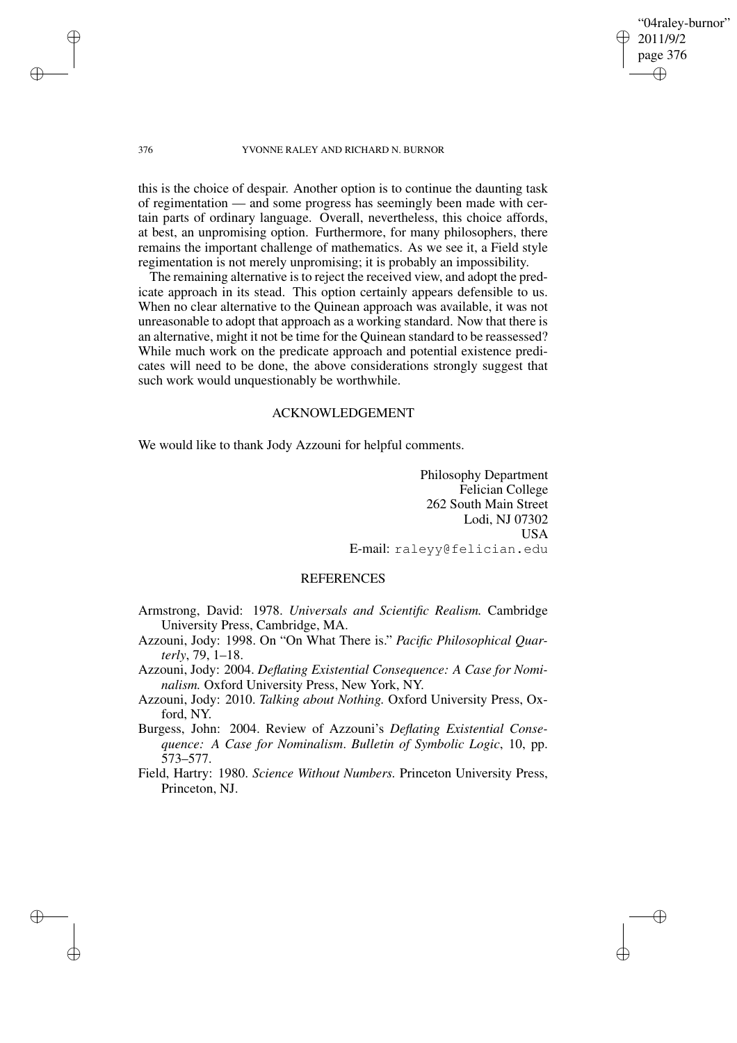this is the choice of despair. Another option is to continue the daunting task of regimentation — and some progress has seemingly been made with certain parts of ordinary language. Overall, nevertheless, this choice affords, at best, an unpromising option. Furthermore, for many philosophers, there remains the important challenge of mathematics. As we see it, a Field style regimentation is not merely unpromising; it is probably an impossibility.

The remaining alternative is to reject the received view, and adopt the predicate approach in its stead. This option certainly appears defensible to us. When no clear alternative to the Quinean approach was available, it was not unreasonable to adopt that approach as a working standard. Now that there is an alternative, might it not be time for the Quinean standard to be reassessed? While much work on the predicate approach and potential existence predicates will need to be done, the above considerations strongly suggest that such work would unquestionably be worthwhile.

## ACKNOWLEDGEMENT

We would like to thank Jody Azzouni for helpful comments.

Philosophy Department
Felician College
262 South Main Street
Lodi, NJ 07302
USA
E-mail: raleyy@felician.edu

## REFERENCES

Armstrong, David: 1978. *Universals and Scientific Realism.* Cambridge University Press, Cambridge, MA.

Azzouni, Jody: 1998. On "On What There is." *Pacific Philosophical Quarterly*, 79, 1–18.

Azzouni, Jody: 2004. *Deflating Existential Consequence: A Case for Nominalism.* Oxford University Press, New York, NY.

Azzouni, Jody: 2010. *Talking about Nothing.* Oxford University Press, Oxford, NY.

Burgess, John: 2004. Review of Azzouni's *Deflating Existential Consequence: A Case for Nominalism*. *Bulletin of Symbolic Logic*, 10, pp. 573–577.

Field, Hartry: 1980. *Science Without Numbers.* Princeton University Press, Princeton, NJ.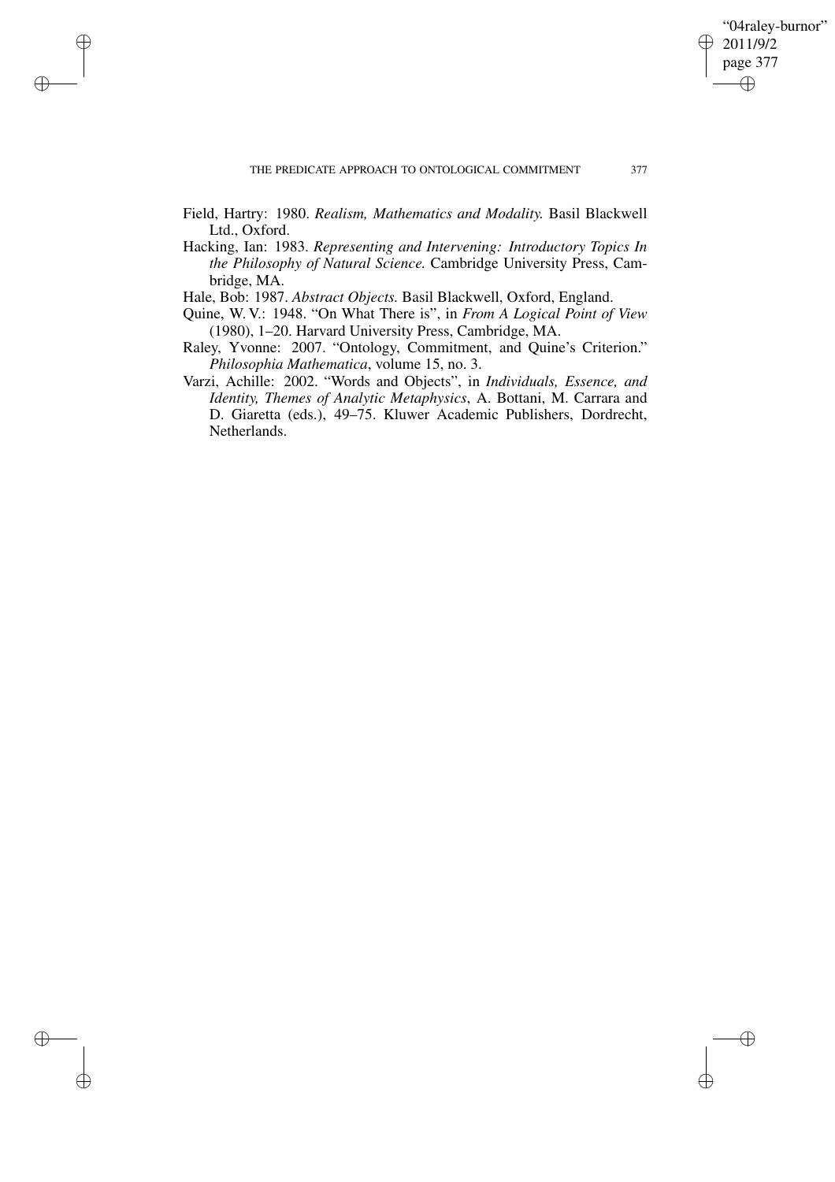Field, Hartry: 1980. *Realism, Mathematics and Modality.* Basil Blackwell Ltd., Oxford.

Hacking, Ian: 1983. *Representing and Intervening: Introductory Topics In the Philosophy of Natural Science.* Cambridge University Press, Cambridge, MA.

Hale, Bob: 1987. *Abstract Objects.* Basil Blackwell, Oxford, England.

Quine, W. V.: 1948. "On What There is", in *From A Logical Point of View* (1980), 1–20. Harvard University Press, Cambridge, MA.

Raley, Yvonne: 2007. "Ontology, Commitment, and Quine's Criterion." *Philosophia Mathematica*, volume 15, no. 3.

Varzi, Achille: 2002. "Words and Objects", in *Individuals, Essence, and Identity, Themes of Analytic Metaphysics*, A. Bottani, M. Carrara and D. Giaretta (eds.), 49–75. Kluwer Academic Publishers, Dordrecht, Netherlands.